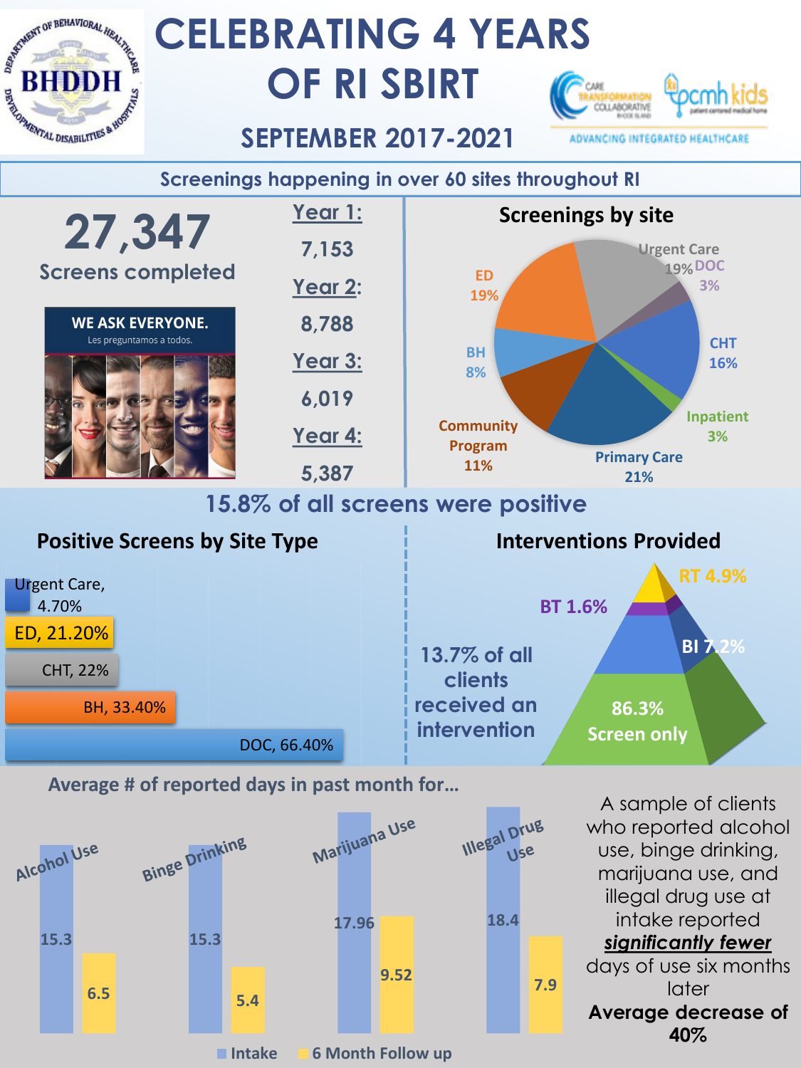# CELEBRATING 4 YEARS OF RI SBIRT

## SEPTEMBER 2017-2021

ADVANCING INTEGRATED HEALTHCARE

Screenings happening in over 60 sites throughout RI

**27,347**
Screens completed

WE ASK EVERYONE.
Les preguntamos a todos.

Year 1:
7,153

Year 2:
8,788

Year 3:
6,019

Year 4:
5,387

### Screenings by site

Urgent Care 19%
DOC 3%
CHT 16%
Inpatient 3%
Primary Care 21%
Community Program 11%
BH 8%
ED 19%

## 15.8% of all screens were positive

### Positive Screens by Site Type

Urgent Care, 4.70%
ED, 21.20%
CHT, 22%
BH, 33.40%
DOC, 66.40%

### Interventions Provided

13.7% of all clients received an intervention

RT 4.9%
BT 1.6%
BI 7.2%
86.3% Screen only

### Average # of reported days in past month for…

Alcohol Use: 15.3, 6.5
Binge Drinking: 15.3, 5.4
Marijuana Use: 17.96, 9.52
Illegal Drug Use: 18.4, 7.9

Intake | 6 Month Follow up

A sample of clients who reported alcohol use, binge drinking, marijuana use, and illegal drug use at intake reported ***significantly fewer*** days of use six months later
**Average decrease of 40%**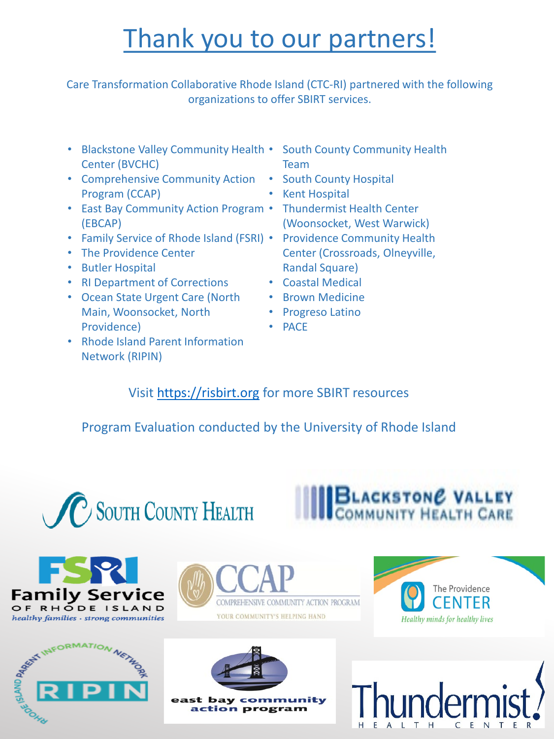# Thank you to our partners!

Care Transformation Collaborative Rhode Island (CTC-RI) partnered with the following organizations to offer SBIRT services.

- Blackstone Valley Community Health Center (BVCHC)
- Comprehensive Community Action Program (CCAP)
- East Bay Community Action Program (EBCAP)
- Family Service of Rhode Island (FSRI)
- The Providence Center
- Butler Hospital
- RI Department of Corrections
- Ocean State Urgent Care (North Main, Woonsocket, North Providence)
- Rhode Island Parent Information Network (RIPIN)
- South County Community Health Team
- South County Hospital
- Kent Hospital
- Thundermist Health Center (Woonsocket, West Warwick)
- Providence Community Health Center (Crossroads, Olneyville, Randal Square)
- Coastal Medical
- Brown Medicine
- Progreso Latino
- PACE

Visit https://risbirt.org for more SBIRT resources

Program Evaluation conducted by the University of Rhode Island